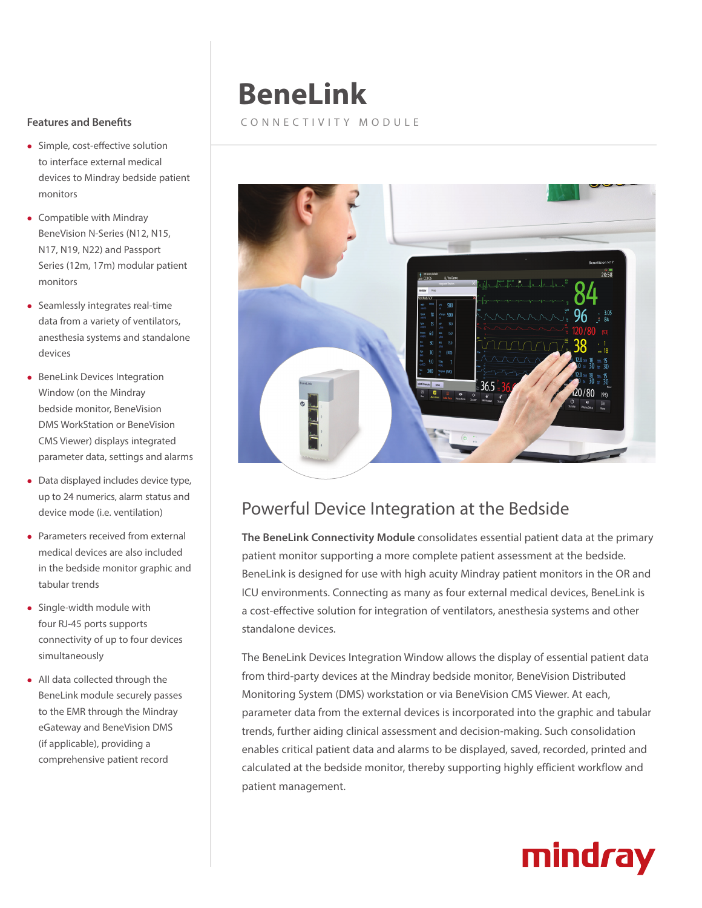# BeneLink

CONNECTIVITY MODULE

## Features and Benefits

- Simple, cost-effective solution to interface external medical devices to Mindray bedside patient monitors
- Compatible with Mindray BeneVision N-Series (N12, N15, N17, N19, N22) and Passport Series (12m, 17m) modular patient monitors
- Seamlessly integrates real-time data from a variety of ventilators, anesthesia systems and standalone devices
- BeneLink Devices Integration Window (on the Mindray bedside monitor, BeneVision DMS WorkStation or BeneVision CMS Viewer) displays integrated parameter data, settings and alarms
- Data displayed includes device type, up to 24 numerics, alarm status and device mode (i.e. ventilation)
- Parameters received from external medical devices are also included in the bedside monitor graphic and tabular trends
- Single-width module with four RJ-45 ports supports connectivity of up to four devices simultaneously
- All data collected through the BeneLink module securely passes to the EMR through the Mindray eGateway and BeneVision DMS (if applicable), providing a comprehensive patient record

## Powerful Device Integration at the Bedside

**The BeneLink Connectivity Module** consolidates essential patient data at the primary patient monitor supporting a more complete patient assessment at the bedside. BeneLink is designed for use with high acuity Mindray patient monitors in the OR and ICU environments. Connecting as many as four external medical devices, BeneLink is a cost-effective solution for integration of ventilators, anesthesia systems and other standalone devices.

The BeneLink Devices Integration Window allows the display of essential patient data from third-party devices at the Mindray bedside monitor, BeneVision Distributed Monitoring System (DMS) workstation or via BeneVision CMS Viewer. At each, parameter data from the external devices is incorporated into the graphic and tabular trends, further aiding clinical assessment and decision-making. Such consolidation enables critical patient data and alarms to be displayed, saved, recorded, printed and calculated at the bedside monitor, thereby supporting highly efficient workflow and patient management.

mindray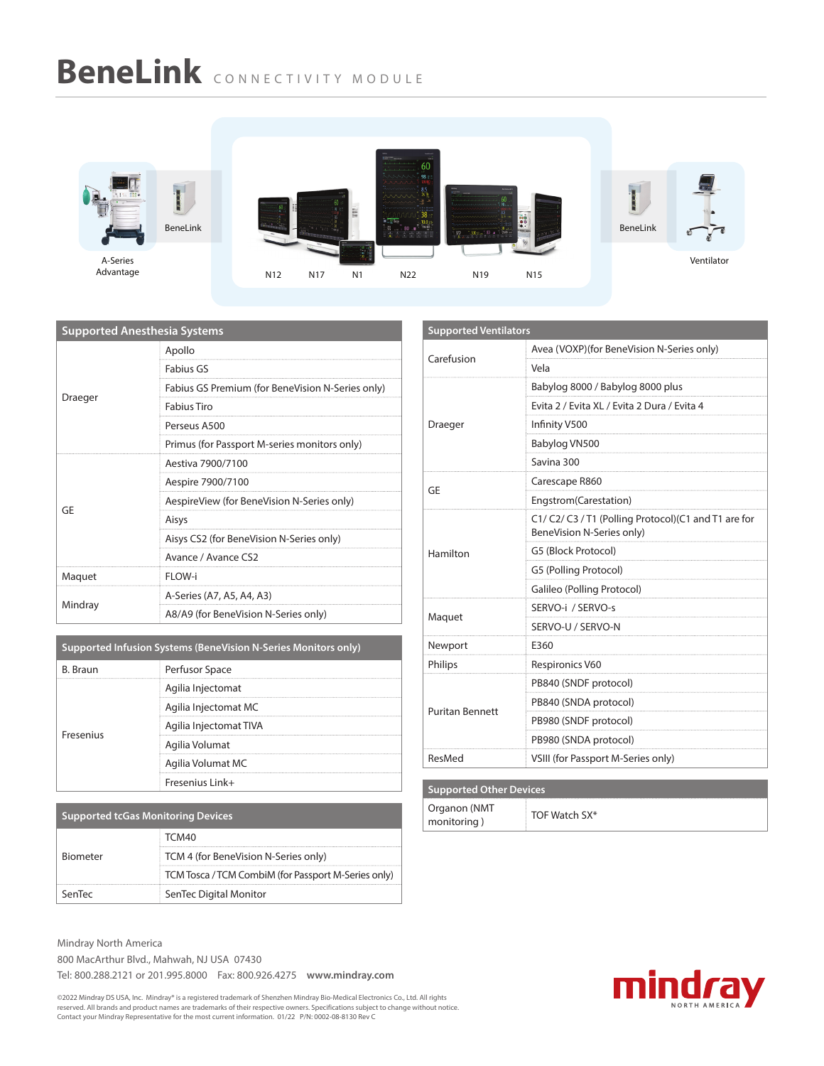# BeneLink CONNECTIVITY MODULE

A-Series Advantage

BeneLink

N12 N17 N1 N22 N19 N15

BeneLink

Ventilator

| Supported Anesthesia Systems | |
|---|---|
| Draeger | Apollo |
| | Fabius GS |
| | Fabius GS Premium (for BeneVision N-Series only) |
| | Fabius Tiro |
| | Perseus A500 |
| | Primus (for Passport M-series monitors only) |
| GE | Aestiva 7900/7100 |
| | Aespire 7900/7100 |
| | AespireView (for BeneVision N-Series only) |
| | Aisys |
| | Aisys CS2 (for BeneVision N-Series only) |
| | Avance / Avance CS2 |
| Maquet | FLOW-i |
| Mindray | A-Series (A7, A5, A4, A3) |
| | A8/A9 (for BeneVision N-Series only) |

| Supported Infusion Systems (BeneVision N-Series Monitors only) | |
|---|---|
| B. Braun | Perfusor Space |
| Fresenius | Agilia Injectomat |
| | Agilia Injectomat MC |
| | Agilia Injectomat TIVA |
| | Agilia Volumat |
| | Agilia Volumat MC |
| | Fresenius Link+ |

| Supported tcGas Monitoring Devices | |
|---|---|
| Biometer | TCM40 |
| | TCM 4 (for BeneVision N-Series only) |
| | TCM Tosca / TCM CombiM (for Passport M-Series only) |
| SenTec | SenTec Digital Monitor |

| Supported Ventilators | |
|---|---|
| Carefusion | Avea (VOXP)(for BeneVision N-Series only) |
| | Vela |
| Draeger | Babylog 8000 / Babylog 8000 plus |
| | Evita 2 / Evita XL / Evita 2 Dura / Evita 4 |
| | Infinity V500 |
| | Babylog VN500 |
| | Savina 300 |
| GE | Carespace R860 |
| | Engstrom(Carestation) |
| Hamilton | C1/ C2/ C3 / T1 (Polling Protocol)(C1 and T1 are for BeneVision N-Series only) |
| | G5 (Block Protocol) |
| | G5 (Polling Protocol) |
| | Galileo (Polling Protocol) |
| Maquet | SERVO-i / SERVO-s |
| | SERVO-U / SERVO-N |
| Newport | E360 |
| Philips | Respironics V60 |
| Puritan Bennett | PB840 (SNDF protocol) |
| | PB840 (SNDA protocol) |
| | PB980 (SNDF protocol) |
| | PB980 (SNDA protocol) |
| ResMed | VSIII (for Passport M-Series only) |

| Supported Other Devices | |
|---|---|
| Organon (NMT monitoring ) | TOF Watch SX* |

Mindray North America
800 MacArthur Blvd., Mahwah, NJ USA 07430
Tel: 800.288.2121 or 201.995.8000 Fax: 800.926.4275 **www.mindray.com**

©2022 Mindray DS USA, Inc. Mindray® is a registered trademark of Shenzhen Mindray Bio-Medical Electronics Co., Ltd. All rights reserved. All brands and product names are trademarks of their respective owners. Specifications subject to change without notice. Contact your Mindray Representative for the most current information. 01/22 P/N: 0002-08-8130 Rev C

mindray NORTH AMERICA